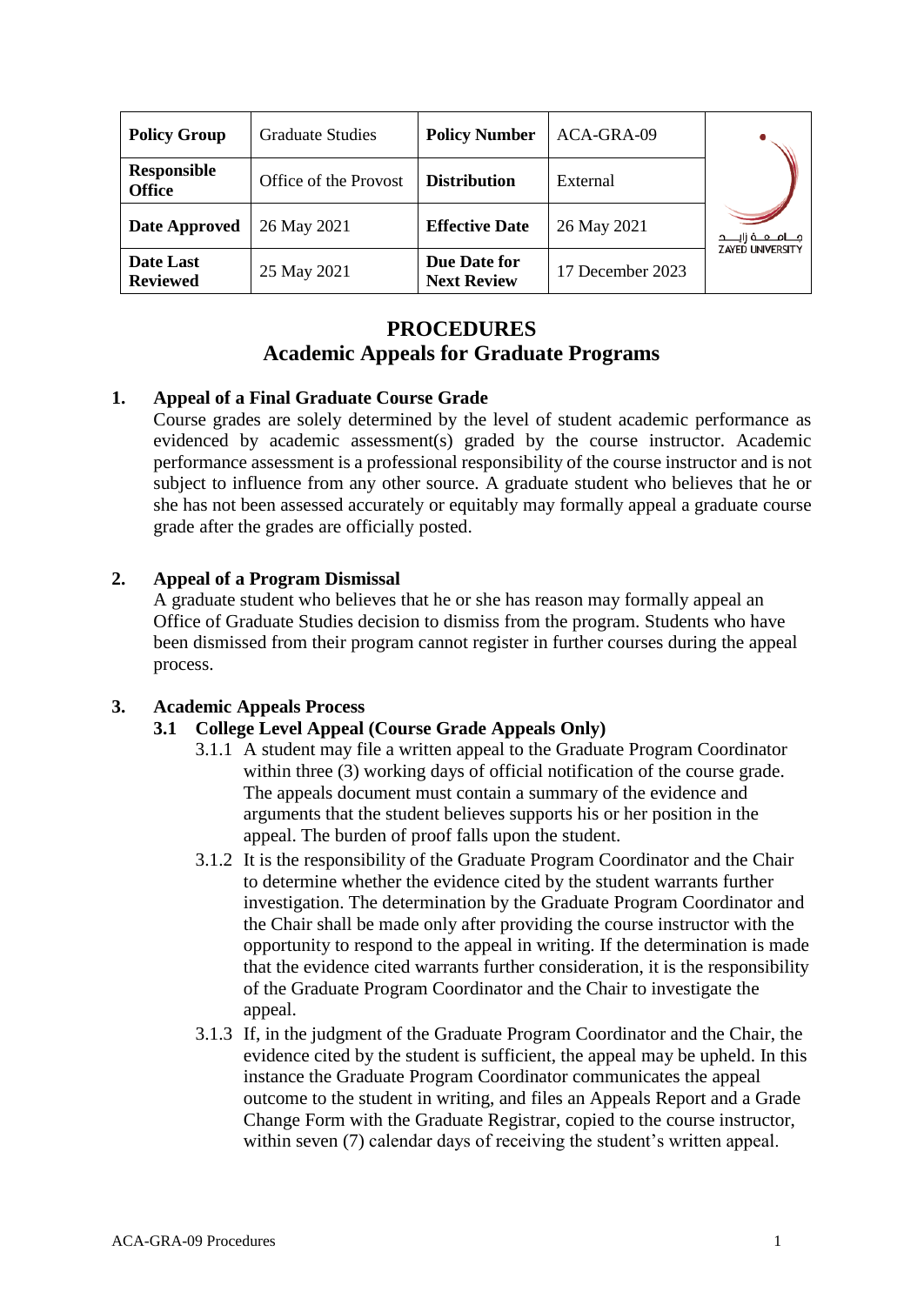| Policy Group | Graduate Studies | Policy Number | ACA-GRA-09 |
|---|---|---|---|
| Responsible Office | Office of the Provost | Distribution | External |
| Date Approved | 26 May 2021 | Effective Date | 26 May 2021 |
| Date Last Reviewed | 25 May 2021 | Due Date for Next Review | 17 December 2023 |

جـامـعـة زايـد
ZAYED UNIVERSITY

# PROCEDURES
# Academic Appeals for Graduate Programs

## 1. Appeal of a Final Graduate Course Grade

Course grades are solely determined by the level of student academic performance as evidenced by academic assessment(s) graded by the course instructor. Academic performance assessment is a professional responsibility of the course instructor and is not subject to influence from any other source. A graduate student who believes that he or she has not been assessed accurately or equitably may formally appeal a graduate course grade after the grades are officially posted.

## 2. Appeal of a Program Dismissal

A graduate student who believes that he or she has reason may formally appeal an Office of Graduate Studies decision to dismiss from the program. Students who have been dismissed from their program cannot register in further courses during the appeal process.

## 3. Academic Appeals Process

### 3.1 College Level Appeal (Course Grade Appeals Only)

3.1.1 A student may file a written appeal to the Graduate Program Coordinator within three (3) working days of official notification of the course grade. The appeals document must contain a summary of the evidence and arguments that the student believes supports his or her position in the appeal. The burden of proof falls upon the student.

3.1.2 It is the responsibility of the Graduate Program Coordinator and the Chair to determine whether the evidence cited by the student warrants further investigation. The determination by the Graduate Program Coordinator and the Chair shall be made only after providing the course instructor with the opportunity to respond to the appeal in writing. If the determination is made that the evidence cited warrants further consideration, it is the responsibility of the Graduate Program Coordinator and the Chair to investigate the appeal.

3.1.3 If, in the judgment of the Graduate Program Coordinator and the Chair, the evidence cited by the student is sufficient, the appeal may be upheld. In this instance the Graduate Program Coordinator communicates the appeal outcome to the student in writing, and files an Appeals Report and a Grade Change Form with the Graduate Registrar, copied to the course instructor, within seven (7) calendar days of receiving the student's written appeal.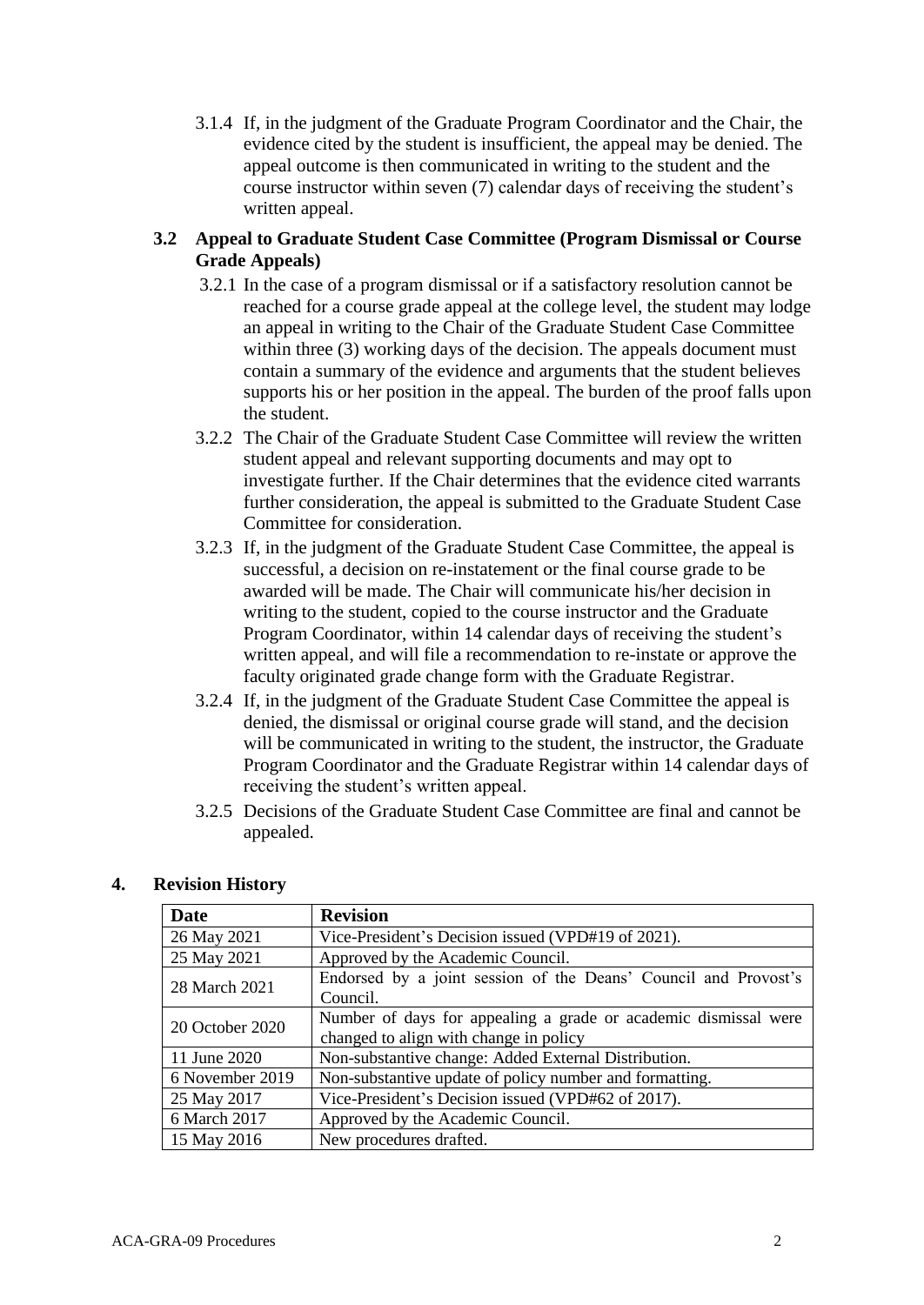3.1.4 If, in the judgment of the Graduate Program Coordinator and the Chair, the evidence cited by the student is insufficient, the appeal may be denied. The appeal outcome is then communicated in writing to the student and the course instructor within seven (7) calendar days of receiving the student's written appeal.

### 3.2 Appeal to Graduate Student Case Committee (Program Dismissal or Course Grade Appeals)

3.2.1 In the case of a program dismissal or if a satisfactory resolution cannot be reached for a course grade appeal at the college level, the student may lodge an appeal in writing to the Chair of the Graduate Student Case Committee within three (3) working days of the decision. The appeals document must contain a summary of the evidence and arguments that the student believes supports his or her position in the appeal. The burden of the proof falls upon the student.

3.2.2 The Chair of the Graduate Student Case Committee will review the written student appeal and relevant supporting documents and may opt to investigate further. If the Chair determines that the evidence cited warrants further consideration, the appeal is submitted to the Graduate Student Case Committee for consideration.

3.2.3 If, in the judgment of the Graduate Student Case Committee, the appeal is successful, a decision on re-instatement or the final course grade to be awarded will be made. The Chair will communicate his/her decision in writing to the student, copied to the course instructor and the Graduate Program Coordinator, within 14 calendar days of receiving the student's written appeal, and will file a recommendation to re-instate or approve the faculty originated grade change form with the Graduate Registrar.

3.2.4 If, in the judgment of the Graduate Student Case Committee the appeal is denied, the dismissal or original course grade will stand, and the decision will be communicated in writing to the student, the instructor, the Graduate Program Coordinator and the Graduate Registrar within 14 calendar days of receiving the student's written appeal.

3.2.5 Decisions of the Graduate Student Case Committee are final and cannot be appealed.

## 4. Revision History

| Date | Revision |
|---|---|
| 26 May 2021 | Vice-President's Decision issued (VPD#19 of 2021). |
| 25 May 2021 | Approved by the Academic Council. |
| 28 March 2021 | Endorsed by a joint session of the Deans' Council and Provost's Council. |
| 20 October 2020 | Number of days for appealing a grade or academic dismissal were changed to align with change in policy |
| 11 June 2020 | Non-substantive change: Added External Distribution. |
| 6 November 2019 | Non-substantive update of policy number and formatting. |
| 25 May 2017 | Vice-President's Decision issued (VPD#62 of 2017). |
| 6 March 2017 | Approved by the Academic Council. |
| 15 May 2016 | New procedures drafted. |